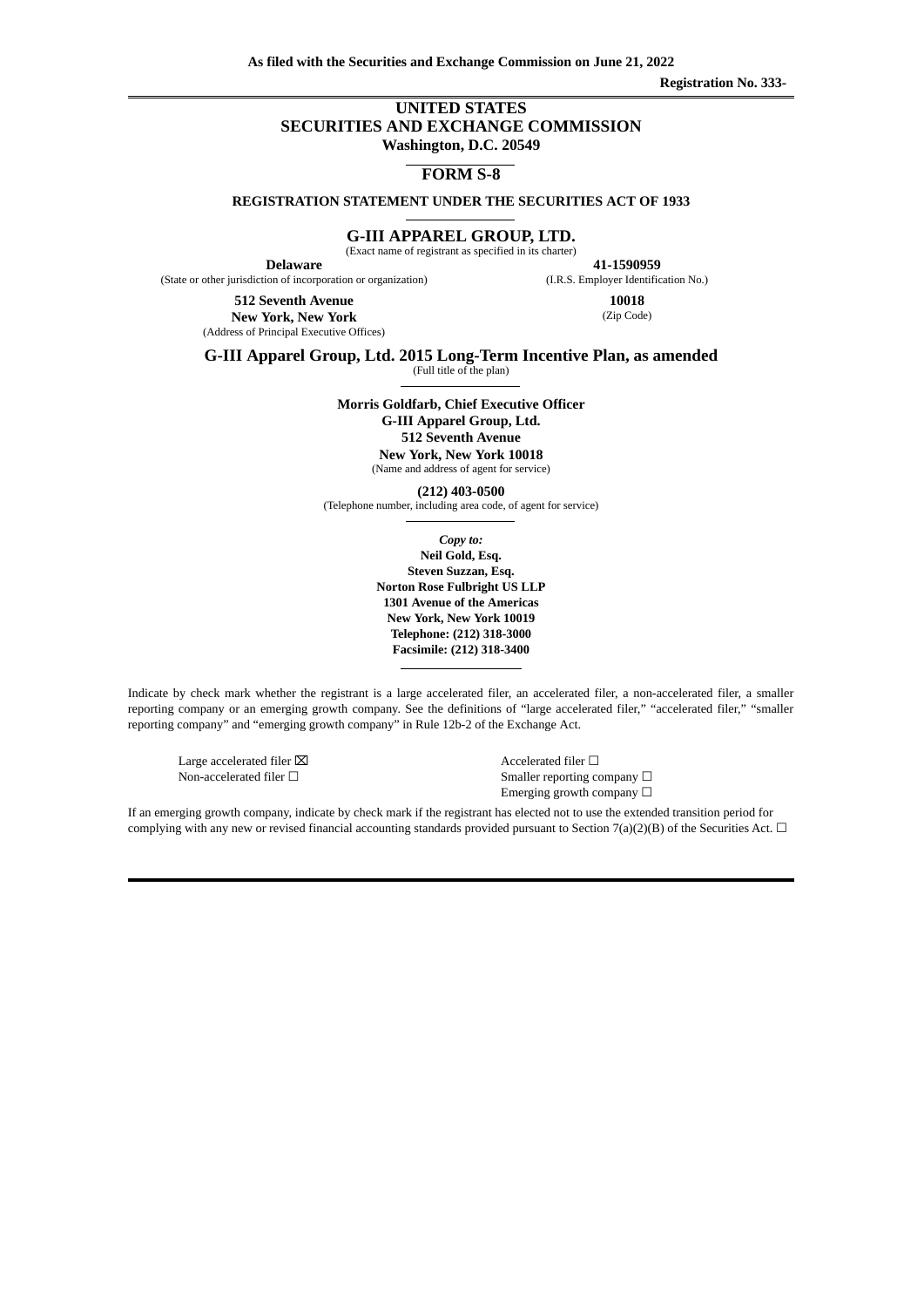**As filed with the Securities and Exchange Commission on June 21, 2022**

**Registration No. 333-**

# UNITED STATES
# SECURITIES AND EXCHANGE COMMISSION
**Washington, D.C. 20549**

## FORM S-8

**REGISTRATION STATEMENT UNDER THE SECURITIES ACT OF 1933**

## G-III APPAREL GROUP, LTD.
(Exact name of registrant as specified in its charter)

| **Delaware** | **41-1590959** |
|---|---|
| (State or other jurisdiction of incorporation or organization) | (I.R.S. Employer Identification No.) |
| **512 Seventh Avenue** **New York, New York** | **10018** |
| (Address of Principal Executive Offices) | (Zip Code) |

**G-III Apparel Group, Ltd. 2015 Long-Term Incentive Plan, as amended**
(Full title of the plan)

**Morris Goldfarb, Chief Executive Officer**
**G-III Apparel Group, Ltd.**
**512 Seventh Avenue**
**New York, New York 10018**
(Name and address of agent for service)

**(212) 403-0500**
(Telephone number, including area code, of agent for service)

*Copy to:*
**Neil Gold, Esq.**
**Steven Suzzan, Esq.**
**Norton Rose Fulbright US LLP**
**1301 Avenue of the Americas**
**New York, New York 10019**
**Telephone: (212) 318-3000**
**Facsimile: (212) 318-3400**

Indicate by check mark whether the registrant is a large accelerated filer, an accelerated filer, a non-accelerated filer, a smaller reporting company or an emerging growth company. See the definitions of "large accelerated filer," "accelerated filer," "smaller reporting company" and "emerging growth company" in Rule 12b-2 of the Exchange Act.

| | |
|---|---|
| Large accelerated filer ☒ | Accelerated filer ☐ |
| Non-accelerated filer ☐ | Smaller reporting company ☐ |
| | Emerging growth company ☐ |

If an emerging growth company, indicate by check mark if the registrant has elected not to use the extended transition period for complying with any new or revised financial accounting standards provided pursuant to Section 7(a)(2)(B) of the Securities Act. ☐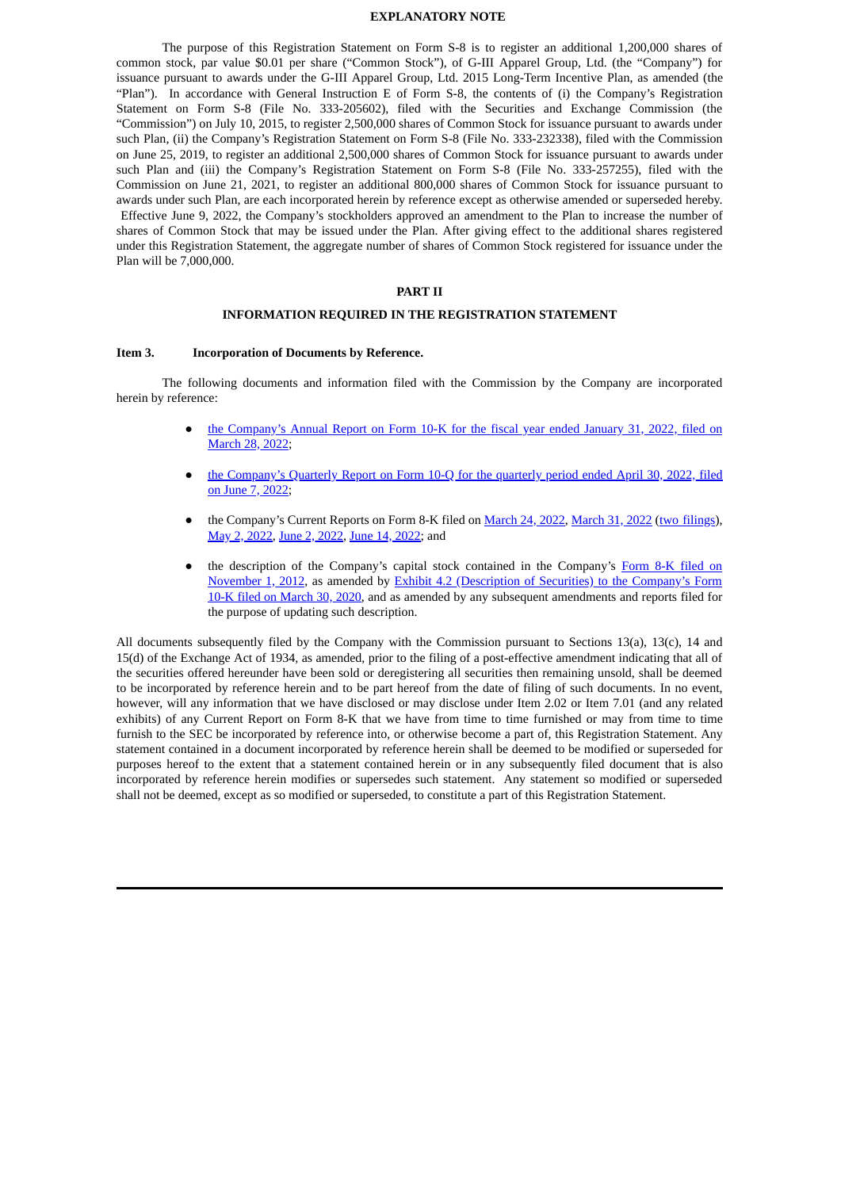# EXPLANATORY NOTE

The purpose of this Registration Statement on Form S-8 is to register an additional 1,200,000 shares of common stock, par value $0.01 per share ("Common Stock"), of G-III Apparel Group, Ltd. (the "Company") for issuance pursuant to awards under the G-III Apparel Group, Ltd. 2015 Long-Term Incentive Plan, as amended (the "Plan"). In accordance with General Instruction E of Form S-8, the contents of (i) the Company's Registration Statement on Form S-8 (File No. 333-205602), filed with the Securities and Exchange Commission (the "Commission") on July 10, 2015, to register 2,500,000 shares of Common Stock for issuance pursuant to awards under such Plan, (ii) the Company's Registration Statement on Form S-8 (File No. 333-232338), filed with the Commission on June 25, 2019, to register an additional 2,500,000 shares of Common Stock for issuance pursuant to awards under such Plan and (iii) the Company's Registration Statement on Form S-8 (File No. 333-257255), filed with the Commission on June 21, 2021, to register an additional 800,000 shares of Common Stock for issuance pursuant to awards under such Plan, are each incorporated herein by reference except as otherwise amended or superseded hereby. Effective June 9, 2022, the Company's stockholders approved an amendment to the Plan to increase the number of shares of Common Stock that may be issued under the Plan. After giving effect to the additional shares registered under this Registration Statement, the aggregate number of shares of Common Stock registered for issuance under the Plan will be 7,000,000.

# PART II

## INFORMATION REQUIRED IN THE REGISTRATION STATEMENT

### Item 3. Incorporation of Documents by Reference.

The following documents and information filed with the Commission by the Company are incorporated herein by reference:

- the Company's Annual Report on Form 10-K for the fiscal year ended January 31, 2022, filed on March 28, 2022;
- the Company's Quarterly Report on Form 10-Q for the quarterly period ended April 30, 2022, filed on June 7, 2022;
- the Company's Current Reports on Form 8-K filed on March 24, 2022, March 31, 2022 (two filings), May 2, 2022, June 2, 2022, June 14, 2022; and
- the description of the Company's capital stock contained in the Company's Form 8-K filed on November 1, 2012, as amended by Exhibit 4.2 (Description of Securities) to the Company's Form 10-K filed on March 30, 2020, and as amended by any subsequent amendments and reports filed for the purpose of updating such description.

All documents subsequently filed by the Company with the Commission pursuant to Sections 13(a), 13(c), 14 and 15(d) of the Exchange Act of 1934, as amended, prior to the filing of a post-effective amendment indicating that all of the securities offered hereunder have been sold or deregistering all securities then remaining unsold, shall be deemed to be incorporated by reference herein and to be part hereof from the date of filing of such documents. In no event, however, will any information that we have disclosed or may disclose under Item 2.02 or Item 7.01 (and any related exhibits) of any Current Report on Form 8-K that we have from time to time furnished or may from time to time furnish to the SEC be incorporated by reference into, or otherwise become a part of, this Registration Statement. Any statement contained in a document incorporated by reference herein shall be deemed to be modified or superseded for purposes hereof to the extent that a statement contained herein or in any subsequently filed document that is also incorporated by reference herein modifies or supersedes such statement. Any statement so modified or superseded shall not be deemed, except as so modified or superseded, to constitute a part of this Registration Statement.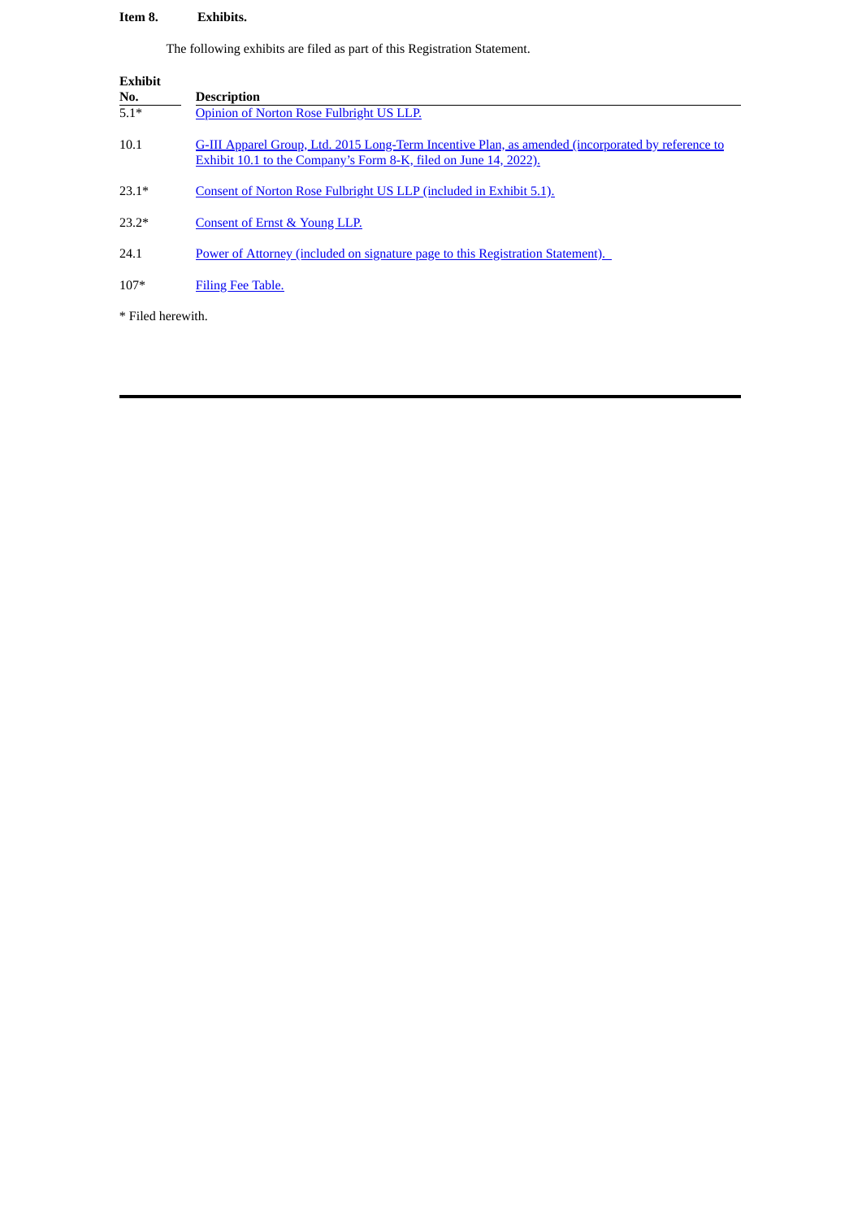**Item 8. Exhibits.**

The following exhibits are filed as part of this Registration Statement.

| Exhibit No. | Description |
|---|---|
| 5.1* | Opinion of Norton Rose Fulbright US LLP. |
| 10.1 | G-III Apparel Group, Ltd. 2015 Long-Term Incentive Plan, as amended (incorporated by reference to Exhibit 10.1 to the Company's Form 8-K, filed on June 14, 2022). |
| 23.1* | Consent of Norton Rose Fulbright US LLP (included in Exhibit 5.1). |
| 23.2* | Consent of Ernst & Young LLP. |
| 24.1 | Power of Attorney (included on signature page to this Registration Statement). |
| 107* | Filing Fee Table. |

* Filed herewith.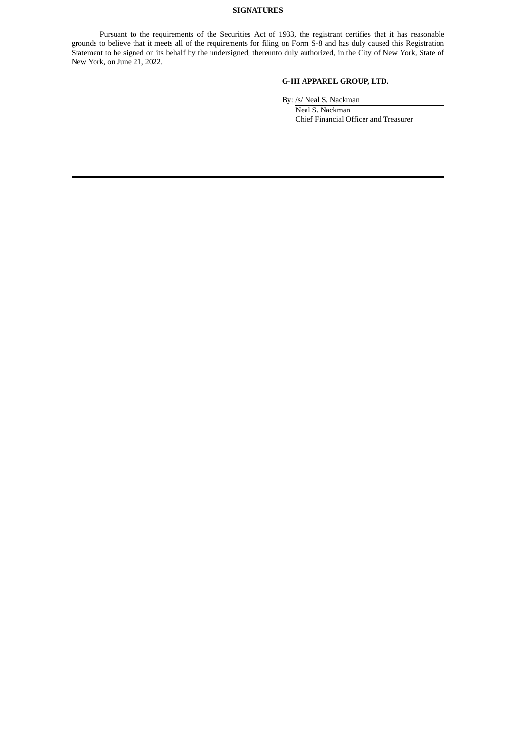**SIGNATURES**

Pursuant to the requirements of the Securities Act of 1933, the registrant certifies that it has reasonable grounds to believe that it meets all of the requirements for filing on Form S-8 and has duly caused this Registration Statement to be signed on its behalf by the undersigned, thereunto duly authorized, in the City of New York, State of New York, on June 21, 2022.

**G-III APPAREL GROUP, LTD.**

By: /s/ Neal S. Nackman
Neal S. Nackman
Chief Financial Officer and Treasurer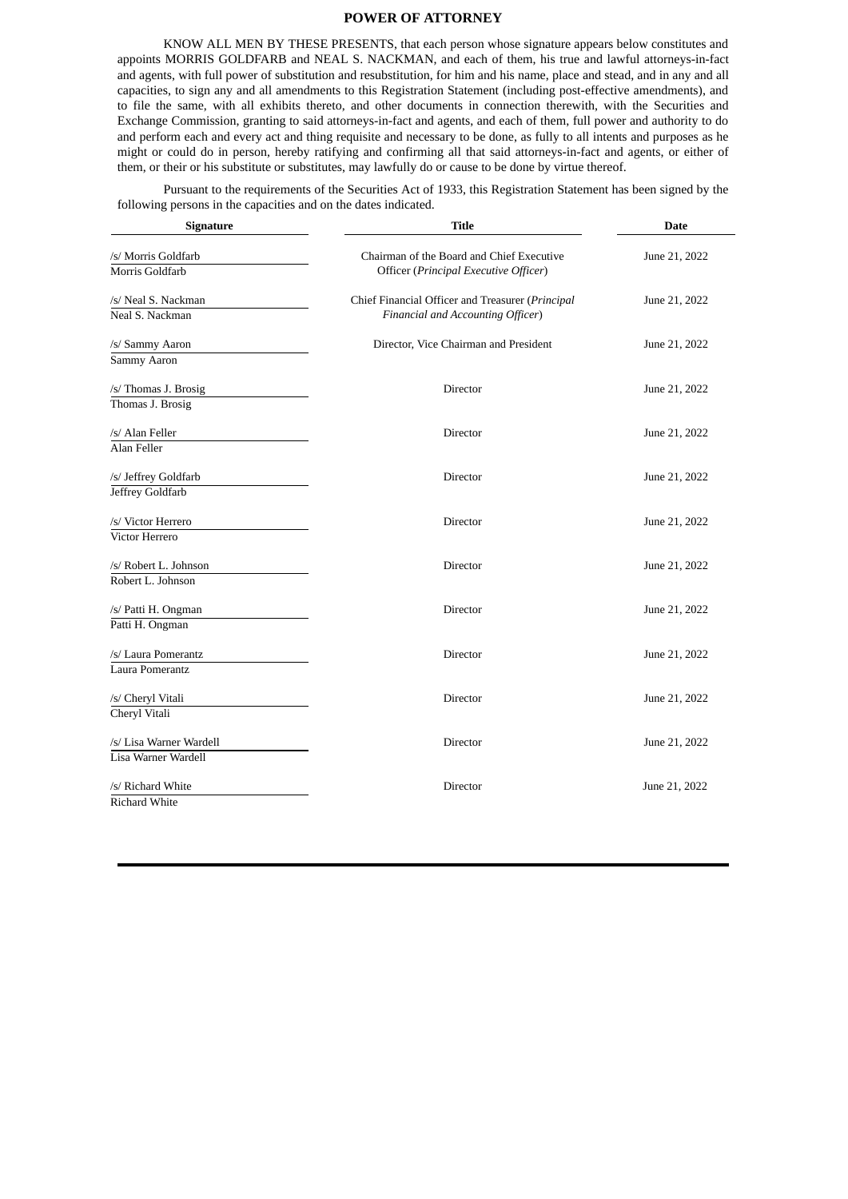## POWER OF ATTORNEY

KNOW ALL MEN BY THESE PRESENTS, that each person whose signature appears below constitutes and appoints MORRIS GOLDFARB and NEAL S. NACKMAN, and each of them, his true and lawful attorneys-in-fact and agents, with full power of substitution and resubstitution, for him and his name, place and stead, and in any and all capacities, to sign any and all amendments to this Registration Statement (including post-effective amendments), and to file the same, with all exhibits thereto, and other documents in connection therewith, with the Securities and Exchange Commission, granting to said attorneys-in-fact and agents, and each of them, full power and authority to do and perform each and every act and thing requisite and necessary to be done, as fully to all intents and purposes as he might or could do in person, hereby ratifying and confirming all that said attorneys-in-fact and agents, or either of them, or their or his substitute or substitutes, may lawfully do or cause to be done by virtue thereof.

Pursuant to the requirements of the Securities Act of 1933, this Registration Statement has been signed by the following persons in the capacities and on the dates indicated.

| Signature | Title | Date |
|---|---|---|
| /s/ Morris Goldfarb<br>Morris Goldfarb | Chairman of the Board and Chief Executive Officer (*Principal Executive Officer*) | June 21, 2022 |
| /s/ Neal S. Nackman<br>Neal S. Nackman | Chief Financial Officer and Treasurer (*Principal Financial and Accounting Officer*) | June 21, 2022 |
| /s/ Sammy Aaron<br>Sammy Aaron | Director, Vice Chairman and President | June 21, 2022 |
| /s/ Thomas J. Brosig<br>Thomas J. Brosig | Director | June 21, 2022 |
| /s/ Alan Feller<br>Alan Feller | Director | June 21, 2022 |
| /s/ Jeffrey Goldfarb<br>Jeffrey Goldfarb | Director | June 21, 2022 |
| /s/ Victor Herrero<br>Victor Herrero | Director | June 21, 2022 |
| /s/ Robert L. Johnson<br>Robert L. Johnson | Director | June 21, 2022 |
| /s/ Patti H. Ongman<br>Patti H. Ongman | Director | June 21, 2022 |
| /s/ Laura Pomerantz<br>Laura Pomerantz | Director | June 21, 2022 |
| /s/ Cheryl Vitali<br>Cheryl Vitali | Director | June 21, 2022 |
| /s/ Lisa Warner Wardell<br>Lisa Warner Wardell | Director | June 21, 2022 |
| /s/ Richard White<br>Richard White | Director | June 21, 2022 |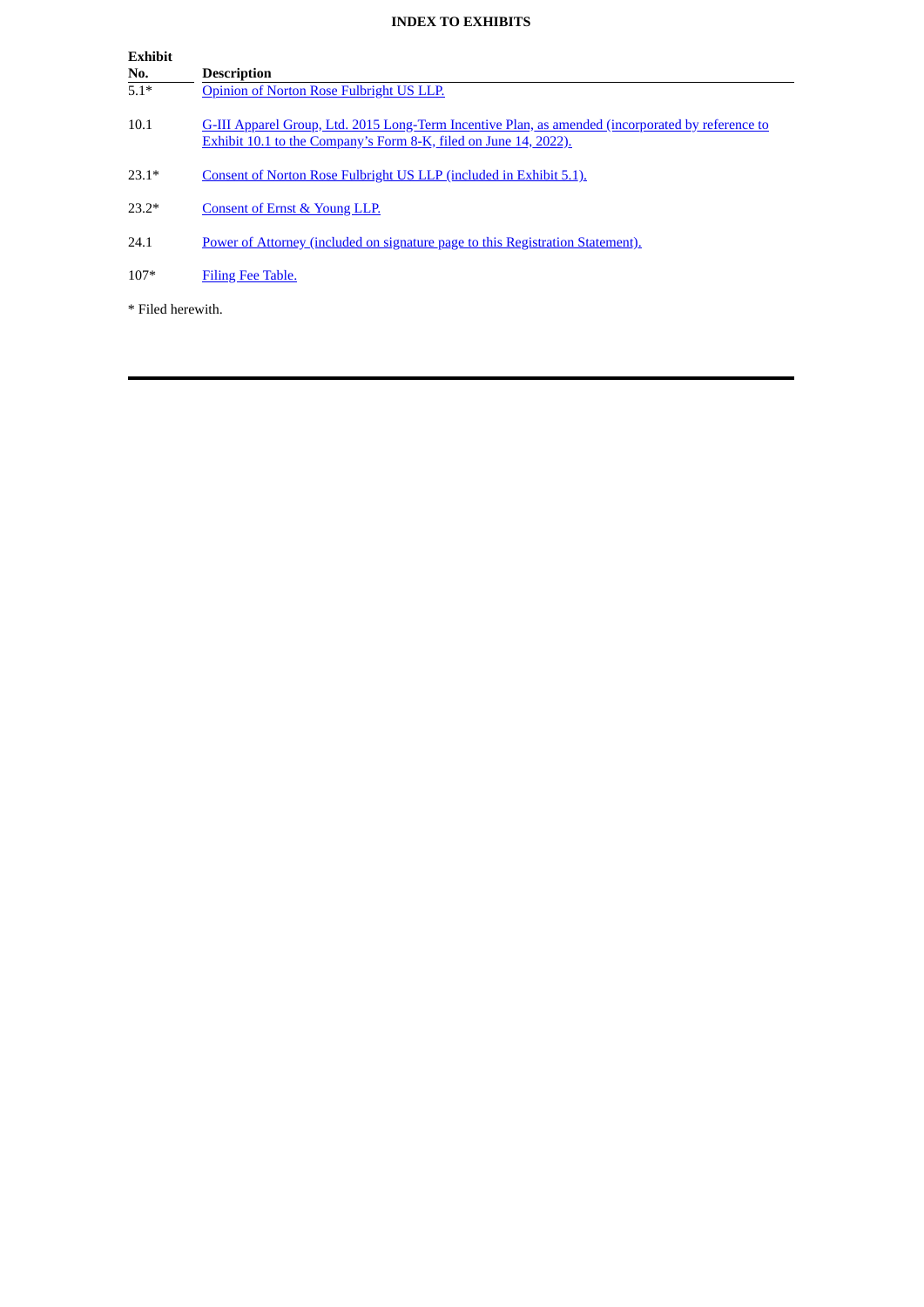## INDEX TO EXHIBITS

| Exhibit No. | Description |
|---|---|
| 5.1* | Opinion of Norton Rose Fulbright US LLP. |
| 10.1 | G-III Apparel Group, Ltd. 2015 Long-Term Incentive Plan, as amended (incorporated by reference to Exhibit 10.1 to the Company's Form 8-K, filed on June 14, 2022). |
| 23.1* | Consent of Norton Rose Fulbright US LLP (included in Exhibit 5.1). |
| 23.2* | Consent of Ernst & Young LLP. |
| 24.1 | Power of Attorney (included on signature page to this Registration Statement). |
| 107* | Filing Fee Table. |

* Filed herewith.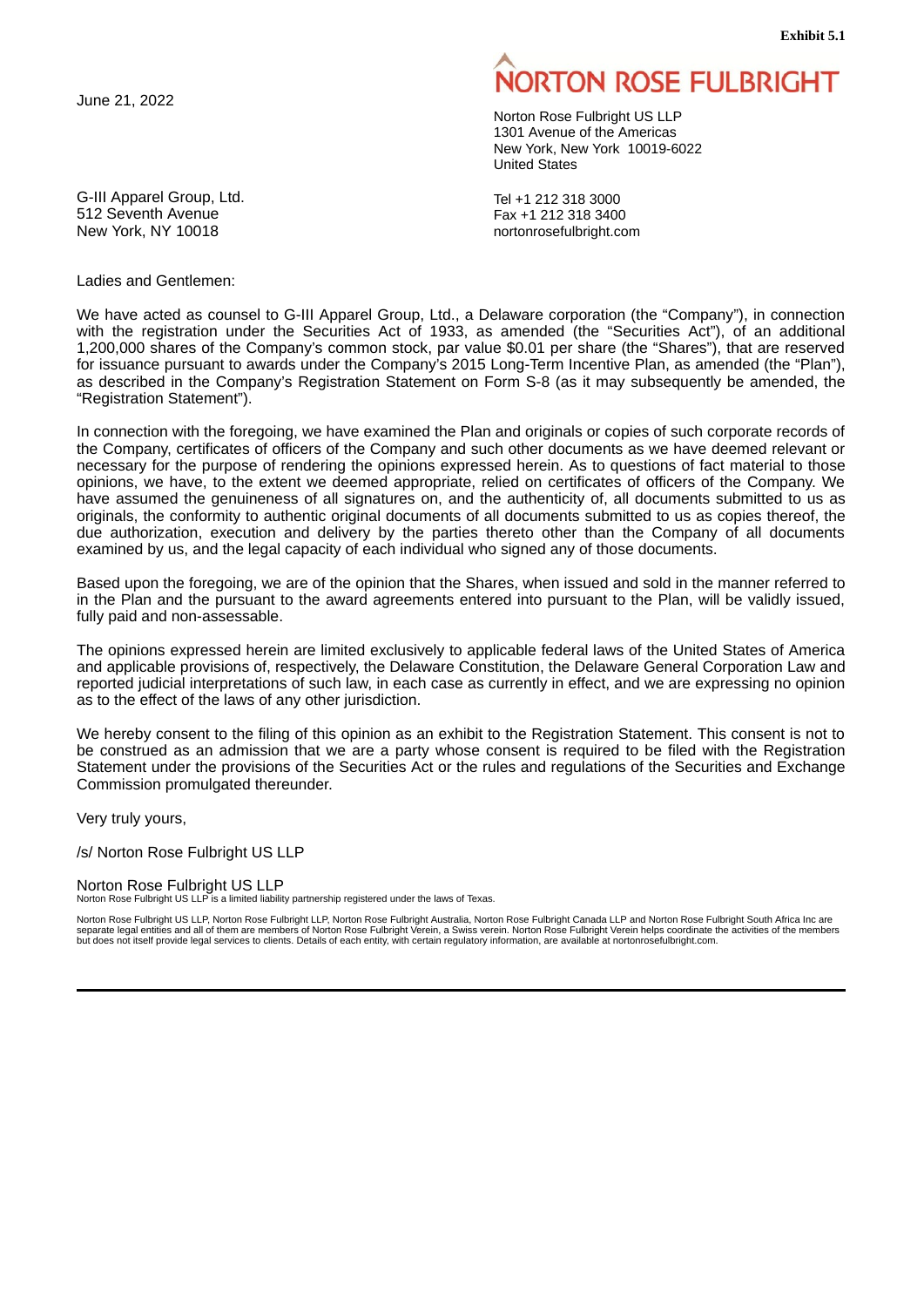**Exhibit 5.1**

June 21, 2022

NORTON ROSE FULBRIGHT

Norton Rose Fulbright US LLP
1301 Avenue of the Americas
New York, New York 10019-6022
United States

Tel +1 212 318 3000
Fax +1 212 318 3400
nortonrosefulbright.com

G-III Apparel Group, Ltd.
512 Seventh Avenue
New York, NY 10018

Ladies and Gentlemen:

We have acted as counsel to G-III Apparel Group, Ltd., a Delaware corporation (the "Company"), in connection with the registration under the Securities Act of 1933, as amended (the "Securities Act"), of an additional 1,200,000 shares of the Company's common stock, par value $0.01 per share (the "Shares"), that are reserved for issuance pursuant to awards under the Company's 2015 Long-Term Incentive Plan, as amended (the "Plan"), as described in the Company's Registration Statement on Form S-8 (as it may subsequently be amended, the "Registration Statement").

In connection with the foregoing, we have examined the Plan and originals or copies of such corporate records of the Company, certificates of officers of the Company and such other documents as we have deemed relevant or necessary for the purpose of rendering the opinions expressed herein. As to questions of fact material to those opinions, we have, to the extent we deemed appropriate, relied on certificates of officers of the Company. We have assumed the genuineness of all signatures on, and the authenticity of, all documents submitted to us as originals, the conformity to authentic original documents of all documents submitted to us as copies thereof, the due authorization, execution and delivery by the parties thereto other than the Company of all documents examined by us, and the legal capacity of each individual who signed any of those documents.

Based upon the foregoing, we are of the opinion that the Shares, when issued and sold in the manner referred to in the Plan and the pursuant to the award agreements entered into pursuant to the Plan, will be validly issued, fully paid and non-assessable.

The opinions expressed herein are limited exclusively to applicable federal laws of the United States of America and applicable provisions of, respectively, the Delaware Constitution, the Delaware General Corporation Law and reported judicial interpretations of such law, in each case as currently in effect, and we are expressing no opinion as to the effect of the laws of any other jurisdiction.

We hereby consent to the filing of this opinion as an exhibit to the Registration Statement. This consent is not to be construed as an admission that we are a party whose consent is required to be filed with the Registration Statement under the provisions of the Securities Act or the rules and regulations of the Securities and Exchange Commission promulgated thereunder.

Very truly yours,

/s/ Norton Rose Fulbright US LLP

Norton Rose Fulbright US LLP

Norton Rose Fulbright US LLP is a limited liability partnership registered under the laws of Texas.

Norton Rose Fulbright US LLP, Norton Rose Fulbright LLP, Norton Rose Fulbright Australia, Norton Rose Fulbright Canada LLP and Norton Rose Fulbright South Africa Inc are separate legal entities and all of them are members of Norton Rose Fulbright Verein, a Swiss verein. Norton Rose Fulbright Verein helps coordinate the activities of the members but does not itself provide legal services to clients. Details of each entity, with certain regulatory information, are available at nortonrosefulbright.com.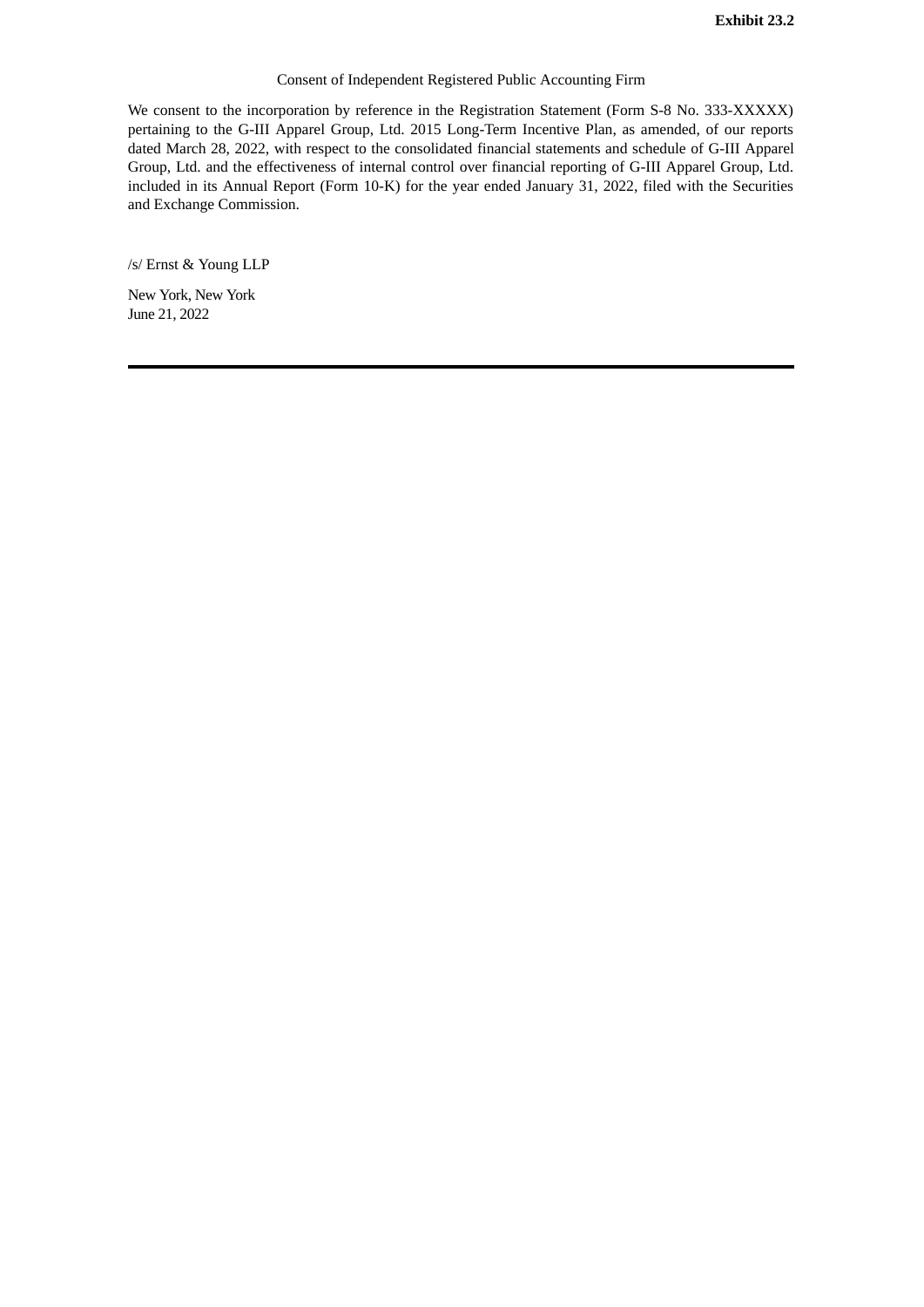**Exhibit 23.2**

Consent of Independent Registered Public Accounting Firm

We consent to the incorporation by reference in the Registration Statement (Form S-8 No. 333-XXXXX) pertaining to the G-III Apparel Group, Ltd. 2015 Long-Term Incentive Plan, as amended, of our reports dated March 28, 2022, with respect to the consolidated financial statements and schedule of G-III Apparel Group, Ltd. and the effectiveness of internal control over financial reporting of G-III Apparel Group, Ltd. included in its Annual Report (Form 10-K) for the year ended January 31, 2022, filed with the Securities and Exchange Commission.

/s/ Ernst & Young LLP

New York, New York
June 21, 2022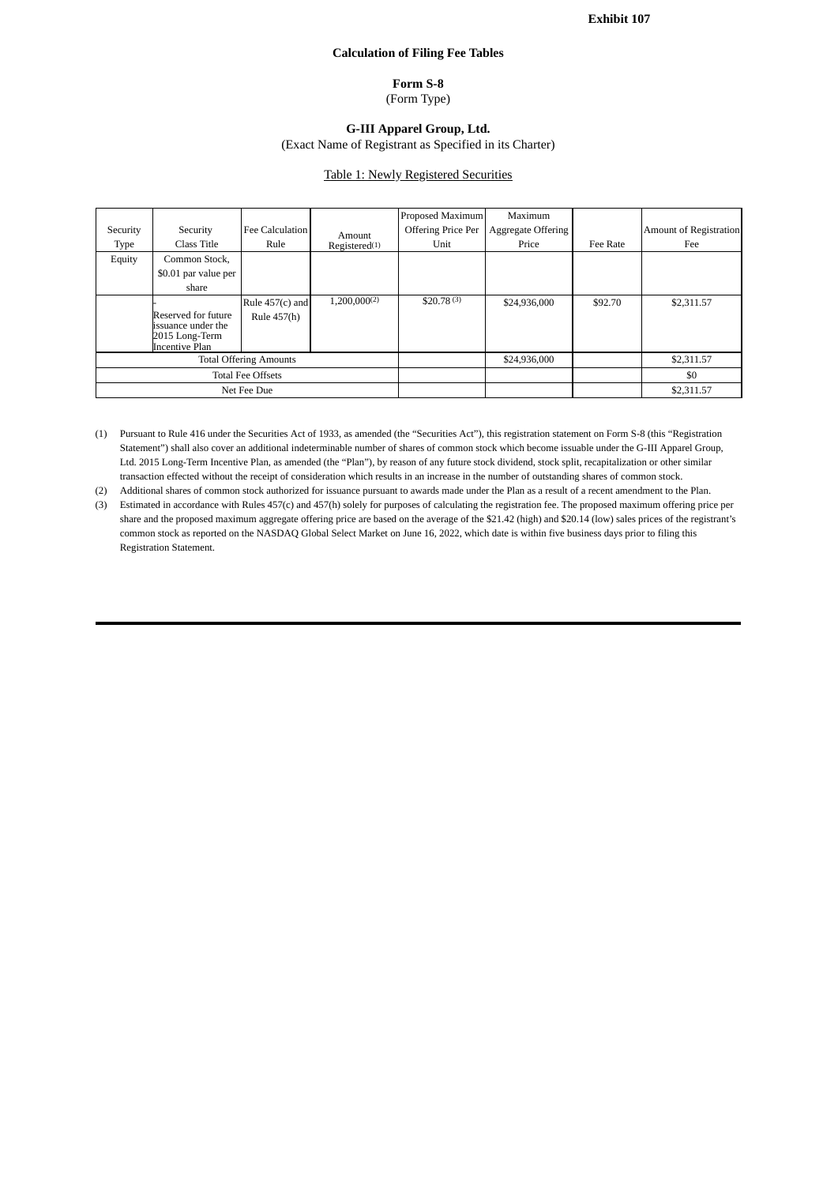**Exhibit 107**

**Calculation of Filing Fee Tables**

**Form S-8**
(Form Type)

**G-III Apparel Group, Ltd.**
(Exact Name of Registrant as Specified in its Charter)

Table 1: Newly Registered Securities

| Security Type | Security Class Title | Fee Calculation Rule | Amount Registered(1) | Proposed Maximum Offering Price Per Unit | Maximum Aggregate Offering Price | Fee Rate | Amount of Registration Fee |
|---|---|---|---|---|---|---|---|
| Equity | Common Stock, $0.01 par value per share | | | | | | |
| | - Reserved for future issuance under the 2015 Long-Term Incentive Plan | Rule 457(c) and Rule 457(h) | 1,200,000(2) | $20.78 (3) | $24,936,000 | $92.70 | $2,311.57 |
| Total Offering Amounts | | | | | $24,936,000 | | $2,311.57 |
| Total Fee Offsets | | | | | | | $0 |
| Net Fee Due | | | | | | | $2,311.57 |

(1) Pursuant to Rule 416 under the Securities Act of 1933, as amended (the "Securities Act"), this registration statement on Form S-8 (this "Registration Statement") shall also cover an additional indeterminable number of shares of common stock which become issuable under the G-III Apparel Group, Ltd. 2015 Long-Term Incentive Plan, as amended (the "Plan"), by reason of any future stock dividend, stock split, recapitalization or other similar transaction effected without the receipt of consideration which results in an increase in the number of outstanding shares of common stock.

(2) Additional shares of common stock authorized for issuance pursuant to awards made under the Plan as a result of a recent amendment to the Plan.

(3) Estimated in accordance with Rules 457(c) and 457(h) solely for purposes of calculating the registration fee. The proposed maximum offering price per share and the proposed maximum aggregate offering price are based on the average of the $21.42 (high) and $20.14 (low) sales prices of the registrant's common stock as reported on the NASDAQ Global Select Market on June 16, 2022, which date is within five business days prior to filing this Registration Statement.